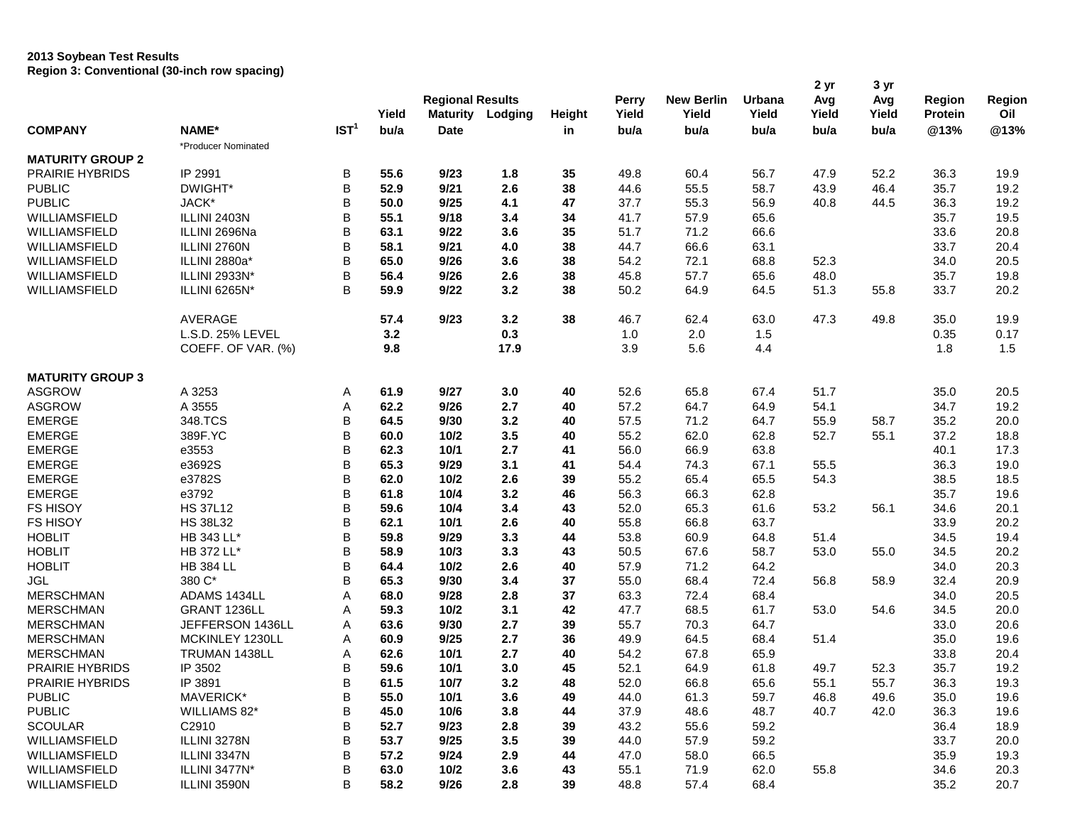**2013 Soybean Test Results**
**Region 3: Conventional (30-inch row spacing)**

| COMPANY | NAME* | IST[1] | Yield bu/a | Regional Results Maturity Date | Lodging | Height in | Perry Yield bu/a | New Berlin Yield bu/a | Urbana Yield bu/a | 2 yr Avg Yield bu/a | 3 yr Avg Yield bu/a | Region Protein @13% | Region Oil @13% |
|---|---|---|---|---|---|---|---|---|---|---|---|---|---|
| | *Producer Nominated | | | | | | | | | | | | |
| **MATURITY GROUP 2** | | | | | | | | | | | | | |
| PRAIRIE HYBRIDS | IP 2991 | B | **55.6** | **9/23** | **1.8** | **35** | 49.8 | 60.4 | 56.7 | 47.9 | 52.2 | 36.3 | 19.9 |
| PUBLIC | DWIGHT* | B | **52.9** | **9/21** | **2.6** | **38** | 44.6 | 55.5 | 58.7 | 43.9 | 46.4 | 35.7 | 19.2 |
| PUBLIC | JACK* | B | **50.0** | **9/25** | **4.1** | **47** | 37.7 | 55.3 | 56.9 | 40.8 | 44.5 | 36.3 | 19.2 |
| WILLIAMSFIELD | ILLINI 2403N | B | **55.1** | **9/18** | **3.4** | **34** | 41.7 | 57.9 | 65.6 | | | 35.7 | 19.5 |
| WILLIAMSFIELD | ILLINI 2696Na | B | **63.1** | **9/22** | **3.6** | **35** | 51.7 | 71.2 | 66.6 | | | 33.6 | 20.8 |
| WILLIAMSFIELD | ILLINI 2760N | B | **58.1** | **9/21** | **4.0** | **38** | 44.7 | 66.6 | 63.1 | | | 33.7 | 20.4 |
| WILLIAMSFIELD | ILLINI 2880a* | B | **65.0** | **9/26** | **3.6** | **38** | 54.2 | 72.1 | 68.8 | 52.3 | | 34.0 | 20.5 |
| WILLIAMSFIELD | ILLINI 2933N* | B | **56.4** | **9/26** | **2.6** | **38** | 45.8 | 57.7 | 65.6 | 48.0 | | 35.7 | 19.8 |
| WILLIAMSFIELD | ILLINI 6265N* | B | **59.9** | **9/22** | **3.2** | **38** | 50.2 | 64.9 | 64.5 | 51.3 | 55.8 | 33.7 | 20.2 |
| | AVERAGE | | **57.4** | **9/23** | **3.2** | **38** | 46.7 | 62.4 | 63.0 | 47.3 | 49.8 | 35.0 | 19.9 |
| | L.S.D. 25% LEVEL | | **3.2** | | **0.3** | | 1.0 | 2.0 | 1.5 | | | 0.35 | 0.17 |
| | COEFF. OF VAR. (%) | | **9.8** | | **17.9** | | 3.9 | 5.6 | 4.4 | | | 1.8 | 1.5 |
| **MATURITY GROUP 3** | | | | | | | | | | | | | |
| ASGROW | A 3253 | A | **61.9** | **9/27** | **3.0** | **40** | 52.6 | 65.8 | 67.4 | 51.7 | | 35.0 | 20.5 |
| ASGROW | A 3555 | A | **62.2** | **9/26** | **2.7** | **40** | 57.2 | 64.7 | 64.9 | 54.1 | | 34.7 | 19.2 |
| EMERGE | 348.TCS | B | **64.5** | **9/30** | **3.2** | **40** | 57.5 | 71.2 | 64.7 | 55.9 | 58.7 | 35.2 | 20.0 |
| EMERGE | 389F.YC | B | **60.0** | **10/2** | **3.5** | **40** | 55.2 | 62.0 | 62.8 | 52.7 | 55.1 | 37.2 | 18.8 |
| EMERGE | e3553 | B | **62.3** | **10/1** | **2.7** | **41** | 56.0 | 66.9 | 63.8 | | | 40.1 | 17.3 |
| EMERGE | e3692S | B | **65.3** | **9/29** | **3.1** | **41** | 54.4 | 74.3 | 67.1 | 55.5 | | 36.3 | 19.0 |
| EMERGE | e3782S | B | **62.0** | **10/2** | **2.6** | **39** | 55.2 | 65.4 | 65.5 | 54.3 | | 38.5 | 18.5 |
| EMERGE | e3792 | B | **61.8** | **10/4** | **3.2** | **46** | 56.3 | 66.3 | 62.8 | | | 35.7 | 19.6 |
| FS HISOY | HS 37L12 | B | **59.6** | **10/4** | **3.4** | **43** | 52.0 | 65.3 | 61.6 | 53.2 | 56.1 | 34.6 | 20.1 |
| FS HISOY | HS 38L32 | B | **62.1** | **10/1** | **2.6** | **40** | 55.8 | 66.8 | 63.7 | | | 33.9 | 20.2 |
| HOBLIT | HB 343 LL* | B | **59.8** | **9/29** | **3.3** | **44** | 53.8 | 60.9 | 64.8 | 51.4 | | 34.5 | 19.4 |
| HOBLIT | HB 372 LL* | B | **58.9** | **10/3** | **3.3** | **43** | 50.5 | 67.6 | 58.7 | 53.0 | 55.0 | 34.5 | 20.2 |
| HOBLIT | HB 384 LL | B | **64.4** | **10/2** | **2.6** | **40** | 57.9 | 71.2 | 64.2 | | | 34.0 | 20.3 |
| JGL | 380 C* | B | **65.3** | **9/30** | **3.4** | **37** | 55.0 | 68.4 | 72.4 | 56.8 | 58.9 | 32.4 | 20.9 |
| MERSCHMAN | ADAMS 1434LL | A | **68.0** | **9/28** | **2.8** | **37** | 63.3 | 72.4 | 68.4 | | | 34.0 | 20.5 |
| MERSCHMAN | GRANT 1236LL | A | **59.3** | **10/2** | **3.1** | **42** | 47.7 | 68.5 | 61.7 | 53.0 | 54.6 | 34.5 | 20.0 |
| MERSCHMAN | JEFFERSON 1436LL | A | **63.6** | **9/30** | **2.7** | **39** | 55.7 | 70.3 | 64.7 | | | 33.0 | 20.6 |
| MERSCHMAN | MCKINLEY 1230LL | A | **60.9** | **9/25** | **2.7** | **36** | 49.9 | 64.5 | 68.4 | 51.4 | | 35.0 | 19.6 |
| MERSCHMAN | TRUMAN 1438LL | A | **62.6** | **10/1** | **2.7** | **40** | 54.2 | 67.8 | 65.9 | | | 33.8 | 20.4 |
| PRAIRIE HYBRIDS | IP 3502 | B | **59.6** | **10/1** | **3.0** | **45** | 52.1 | 64.9 | 61.8 | 49.7 | 52.3 | 35.7 | 19.2 |
| PRAIRIE HYBRIDS | IP 3891 | B | **61.5** | **10/7** | **3.2** | **48** | 52.0 | 66.8 | 65.6 | 55.1 | 55.7 | 36.3 | 19.3 |
| PUBLIC | MAVERICK* | B | **55.0** | **10/1** | **3.6** | **49** | 44.0 | 61.3 | 59.7 | 46.8 | 49.6 | 35.0 | 19.6 |
| PUBLIC | WILLIAMS 82* | B | **45.0** | **10/6** | **3.8** | **44** | 37.9 | 48.6 | 48.7 | 40.7 | 42.0 | 36.3 | 19.6 |
| SCOULAR | C2910 | B | **52.7** | **9/23** | **2.8** | **39** | 43.2 | 55.6 | 59.2 | | | 36.4 | 18.9 |
| WILLIAMSFIELD | ILLINI 3278N | B | **53.7** | **9/25** | **3.5** | **39** | 44.0 | 57.9 | 59.2 | | | 33.7 | 20.0 |
| WILLIAMSFIELD | ILLINI 3347N | B | **57.2** | **9/24** | **2.9** | **44** | 47.0 | 58.0 | 66.5 | | | 35.9 | 19.3 |
| WILLIAMSFIELD | ILLINI 3477N* | B | **63.0** | **10/2** | **3.6** | **43** | 55.1 | 71.9 | 62.0 | 55.8 | | 34.6 | 20.3 |
| WILLIAMSFIELD | ILLINI 3590N | B | **58.2** | **9/26** | **2.8** | **39** | 48.8 | 57.4 | 68.4 | | | 35.2 | 20.7 |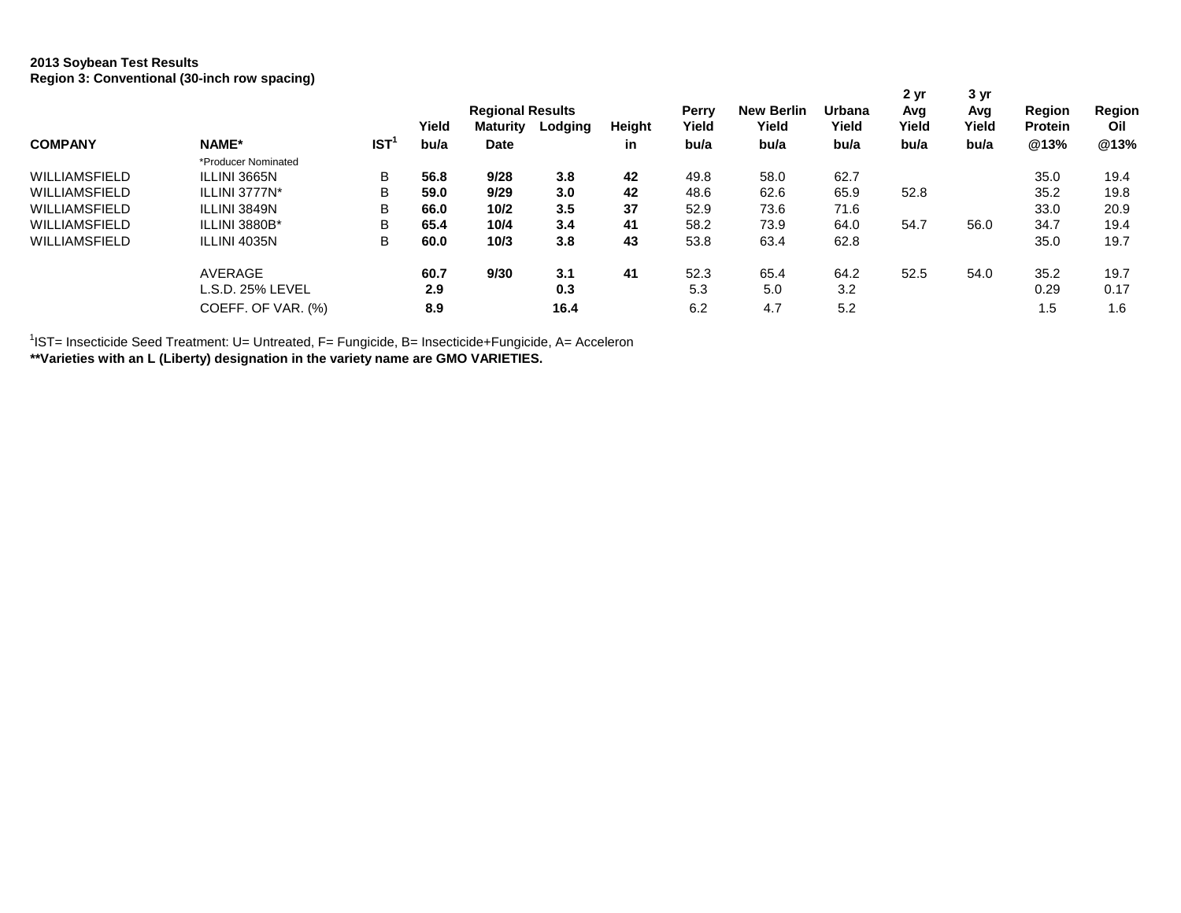**2013 Soybean Test Results**
**Region 3: Conventional (30-inch row spacing)**

| COMPANY | NAME* | IST[1] | Regional Results Yield bu/a | Maturity Date | Lodging | Height in | Perry Yield bu/a | New Berlin Yield bu/a | Urbana Yield bu/a | 2 yr Avg Yield bu/a | 3 yr Avg Yield bu/a | Region Protein @13% | Region Oil @13% |
|---|---|---|---|---|---|---|---|---|---|---|---|---|---|
| | *Producer Nominated | | | | | | | | | | | | |
| WILLIAMSFIELD | ILLINI 3665N | B | **56.8** | **9/28** | **3.8** | **42** | 49.8 | 58.0 | 62.7 | | | 35.0 | 19.4 |
| WILLIAMSFIELD | ILLINI 3777N* | B | **59.0** | **9/29** | **3.0** | **42** | 48.6 | 62.6 | 65.9 | 52.8 | | 35.2 | 19.8 |
| WILLIAMSFIELD | ILLINI 3849N | B | **66.0** | **10/2** | **3.5** | **37** | 52.9 | 73.6 | 71.6 | | | 33.0 | 20.9 |
| WILLIAMSFIELD | ILLINI 3880B* | B | **65.4** | **10/4** | **3.4** | **41** | 58.2 | 73.9 | 64.0 | 54.7 | 56.0 | 34.7 | 19.4 |
| WILLIAMSFIELD | ILLINI 4035N | B | **60.0** | **10/3** | **3.8** | **43** | 53.8 | 63.4 | 62.8 | | | 35.0 | 19.7 |
| | AVERAGE | | **60.7** | **9/30** | **3.1** | **41** | 52.3 | 65.4 | 64.2 | 52.5 | 54.0 | 35.2 | 19.7 |
| | L.S.D. 25% LEVEL | | **2.9** | | **0.3** | | 5.3 | 5.0 | 3.2 | | | 0.29 | 0.17 |
| | COEFF. OF VAR. (%) | | **8.9** | | **16.4** | | 6.2 | 4.7 | 5.2 | | | 1.5 | 1.6 |

[1]IST= Insecticide Seed Treatment: U= Untreated, F= Fungicide, B= Insecticide+Fungicide, A= Acceleron

**\*\*Varieties with an L (Liberty) designation in the variety name are GMO VARIETIES.**